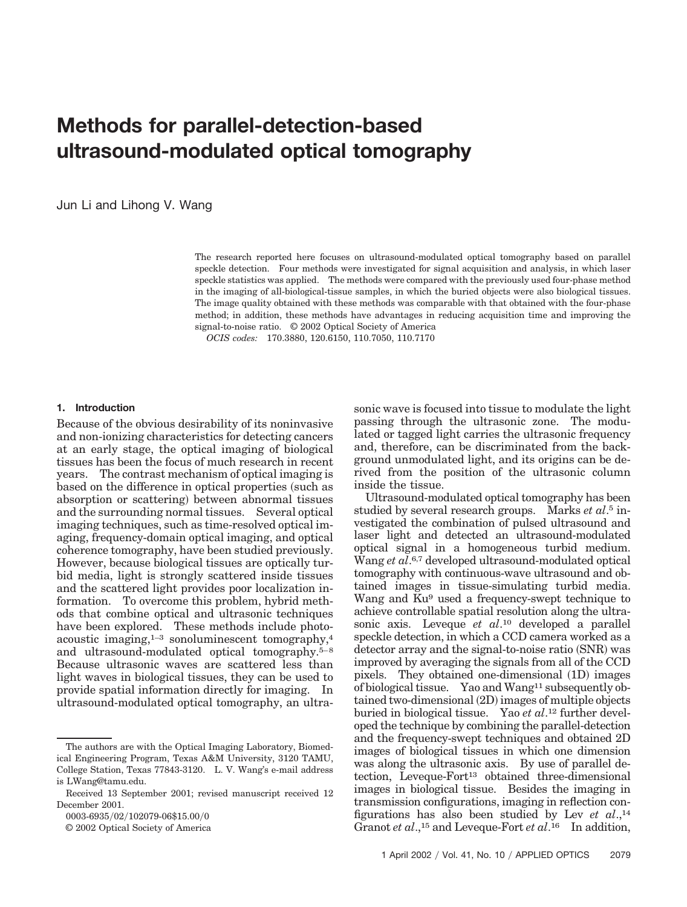# Methods for parallel-detection-based ultrasound-modulated optical tomography

Jun Li and Lihong V. Wang

The research reported here focuses on ultrasound-modulated optical tomography based on parallel speckle detection. Four methods were investigated for signal acquisition and analysis, in which laser speckle statistics was applied. The methods were compared with the previously used four-phase method in the imaging of all-biological-tissue samples, in which the buried objects were also biological tissues. The image quality obtained with these methods was comparable with that obtained with the four-phase method; in addition, these methods have advantages in reducing acquisition time and improving the signal-to-noise ratio. © 2002 Optical Society of America

*OCIS codes:* 170.3880, 120.6150, 110.7050, 110.7170

## 1. Introduction

Because of the obvious desirability of its noninvasive and non-ionizing characteristics for detecting cancers at an early stage, the optical imaging of biological tissues has been the focus of much research in recent years. The contrast mechanism of optical imaging is based on the difference in optical properties (such as absorption or scattering) between abnormal tissues and the surrounding normal tissues. Several optical imaging techniques, such as time-resolved optical imaging, frequency-domain optical imaging, and optical coherence tomography, have been studied previously. However, because biological tissues are optically turbid media, light is strongly scattered inside tissues and the scattered light provides poor localization information. To overcome this problem, hybrid methods that combine optical and ultrasonic techniques have been explored. These methods include photoacoustic imaging,[1–3] sonoluminescent tomography,[4] and ultrasound-modulated optical tomography.[5–8] Because ultrasonic waves are scattered less than light waves in biological tissues, they can be used to provide spatial information directly for imaging. In ultrasound-modulated optical tomography, an ultrasonic wave is focused into tissue to modulate the light passing through the ultrasonic zone. The modulated or tagged light carries the ultrasonic frequency and, therefore, can be discriminated from the background unmodulated light, and its origins can be derived from the position of the ultrasonic column inside the tissue.

Ultrasound-modulated optical tomography has been studied by several research groups. Marks *et al*.[5] investigated the combination of pulsed ultrasound and laser light and detected an ultrasound-modulated optical signal in a homogeneous turbid medium. Wang *et al*.[6,7] developed ultrasound-modulated optical tomography with continuous-wave ultrasound and obtained images in tissue-simulating turbid media. Wang and Ku[9] used a frequency-swept technique to achieve controllable spatial resolution along the ultrasonic axis. Leveque *et al*.[10] developed a parallel speckle detection, in which a CCD camera worked as a detector array and the signal-to-noise ratio (SNR) was improved by averaging the signals from all of the CCD pixels. They obtained one-dimensional (1D) images of biological tissue. Yao and Wang[11] subsequently obtained two-dimensional (2D) images of multiple objects buried in biological tissue. Yao *et al*.[12] further developed the technique by combining the parallel-detection and the frequency-swept techniques and obtained 2D images of biological tissues in which one dimension was along the ultrasonic axis. By use of parallel detection, Leveque-Fort[13] obtained three-dimensional images in biological tissue. Besides the imaging in transmission configurations, imaging in reflection configurations has also been studied by Lev *et al*.,[14] Granot *et al*.,[15] and Leveque-Fort *et al*.[16] In addition,

The authors are with the Optical Imaging Laboratory, Biomedical Engineering Program, Texas A&M University, 3120 TAMU, College Station, Texas 77843-3120. L. V. Wang's e-mail address is LWang@tamu.edu.

Received 13 September 2001; revised manuscript received 12 December 2001.

0003-6935/02/102079-06$15.00/0

© 2002 Optical Society of America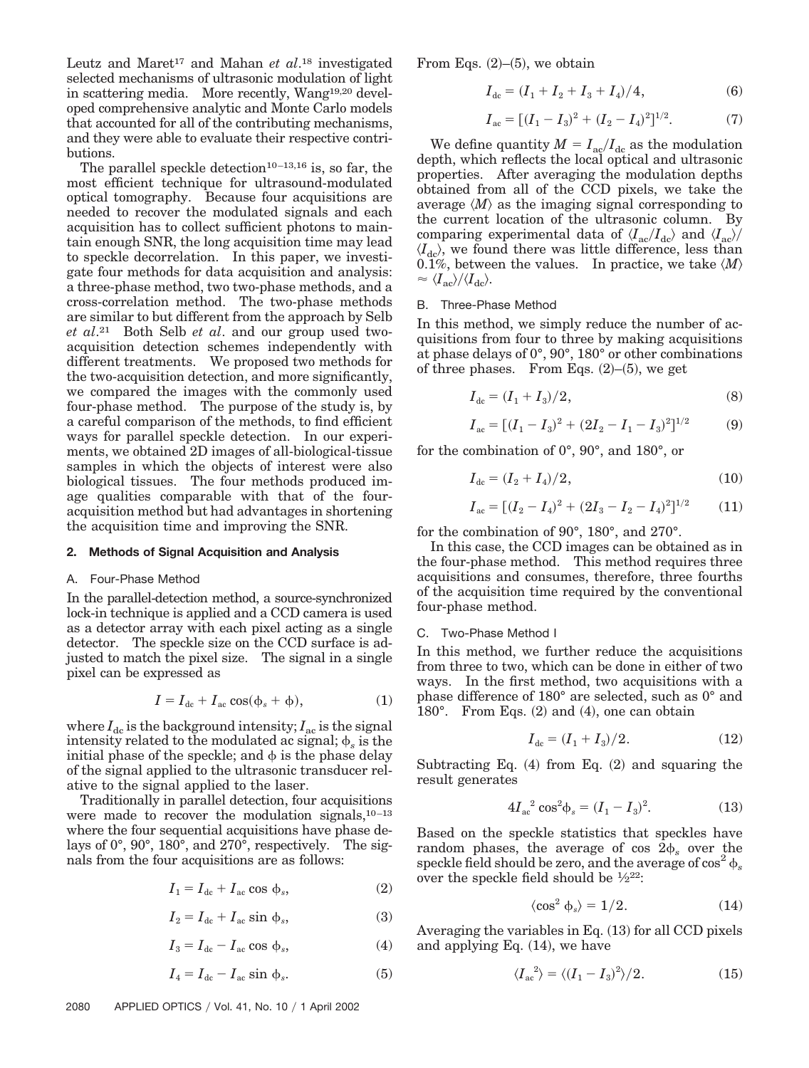Leutz and Maret[17] and Mahan *et al.*[18] investigated selected mechanisms of ultrasonic modulation of light in scattering media. More recently, Wang[19,20] developed comprehensive analytic and Monte Carlo models that accounted for all of the contributing mechanisms, and they were able to evaluate their respective contributions.

The parallel speckle detection[10–13,16] is, so far, the most efficient technique for ultrasound-modulated optical tomography. Because four acquisitions are needed to recover the modulated signals and each acquisition has to collect sufficient photons to maintain enough SNR, the long acquisition time may lead to speckle decorrelation. In this paper, we investigate four methods for data acquisition and analysis: a three-phase method, two two-phase methods, and a cross-correlation method. The two-phase methods are similar to but different from the approach by Selb *et al.*[21] Both Selb *et al.* and our group used two-acquisition detection schemes independently with different treatments. We proposed two methods for the two-acquisition detection, and more significantly, we compared the images with the commonly used four-phase method. The purpose of the study is, by a careful comparison of the methods, to find efficient ways for parallel speckle detection. In our experiments, we obtained 2D images of all-biological-tissue samples in which the objects of interest were also biological tissues. The four methods produced image qualities comparable with that of the four-acquisition method but had advantages in shortening the acquisition time and improving the SNR.

## 2. Methods of Signal Acquisition and Analysis

### A. Four-Phase Method

In the parallel-detection method, a source-synchronized lock-in technique is applied and a CCD camera is used as a detector array with each pixel acting as a single detector. The speckle size on the CCD surface is adjusted to match the pixel size. The signal in a single pixel can be expressed as

$$I = I_{dc} + I_{ac}\cos(\phi_s + \phi), \tag{1}$$

where $I_{dc}$ is the background intensity; $I_{ac}$ is the signal intensity related to the modulated ac signal; $\phi_s$ is the initial phase of the speckle; and $\phi$ is the phase delay of the signal applied to the ultrasonic transducer relative to the signal applied to the laser.

Traditionally in parallel detection, four acquisitions were made to recover the modulation signals,[10–13] where the four sequential acquisitions have phase delays of 0°, 90°, 180°, and 270°, respectively. The signals from the four acquisitions are as follows:

$$I_1 = I_{dc} + I_{ac}\cos\phi_s, \tag{2}$$

$$I_2 = I_{dc} + I_{ac}\sin\phi_s, \tag{3}$$

$$I_3 = I_{dc} - I_{ac}\cos\phi_s, \tag{4}$$

$$I_4 = I_{dc} - I_{ac}\sin\phi_s. \tag{5}$$

From Eqs. (2)–(5), we obtain

$$I_{dc} = (I_1 + I_2 + I_3 + I_4)/4, \tag{6}$$

$$I_{ac} = [(I_1 - I_3)^2 + (I_2 - I_4)^2]^{1/2}. \tag{7}$$

We define quantity $M = I_{ac}/I_{dc}$ as the modulation depth, which reflects the local optical and ultrasonic properties. After averaging the modulation depths obtained from all of the CCD pixels, we take the average $\langle M\rangle$ as the imaging signal corresponding to the current location of the ultrasonic column. By comparing experimental data of $\langle I_{ac}/I_{dc}\rangle$ and $\langle I_{ac}\rangle/\langle I_{dc}\rangle$, we found there was little difference, less than 0.1%, between the values. In practice, we take $\langle M\rangle \approx \langle I_{ac}\rangle/\langle I_{dc}\rangle$.

### B. Three-Phase Method

In this method, we simply reduce the number of acquisitions from four to three by making acquisitions at phase delays of 0°, 90°, 180° or other combinations of three phases. From Eqs. (2)–(5), we get

$$I_{dc} = (I_1 + I_3)/2, \tag{8}$$

$$I_{ac} = [(I_1 - I_3)^2 + (2I_2 - I_1 - I_3)^2]^{1/2} \tag{9}$$

for the combination of 0°, 90°, and 180°, or

$$I_{dc} = (I_2 + I_4)/2, \tag{10}$$

$$I_{ac} = [(I_2 - I_4)^2 + (2I_3 - I_2 - I_4)^2]^{1/2} \tag{11}$$

for the combination of 90°, 180°, and 270°.

In this case, the CCD images can be obtained as in the four-phase method. This method requires three acquisitions and consumes, therefore, three fourths of the acquisition time required by the conventional four-phase method.

### C. Two-Phase Method I

In this method, we further reduce the acquisitions from three to two, which can be done in either of two ways. In the first method, two acquisitions with a phase difference of 180° are selected, such as 0° and 180°. From Eqs. (2) and (4), one can obtain

$$I_{dc} = (I_1 + I_3)/2. \tag{12}$$

Subtracting Eq. (4) from Eq. (2) and squaring the result generates

$$4{I_{ac}}^2\cos^2\phi_s = (I_1 - I_3)^2. \tag{13}$$

Based on the speckle statistics that speckles have random phases, the average of $\cos 2\phi_s$ over the speckle field should be zero, and the average of $\cos^2\phi_s$ over the speckle field should be ½[22]:

$$\langle\cos^2\phi_s\rangle = 1/2. \tag{14}$$

Averaging the variables in Eq. (13) for all CCD pixels and applying Eq. (14), we have

$$\langle {I_{ac}}^2\rangle = \langle(I_1 - I_3)^2\rangle/2. \tag{15}$$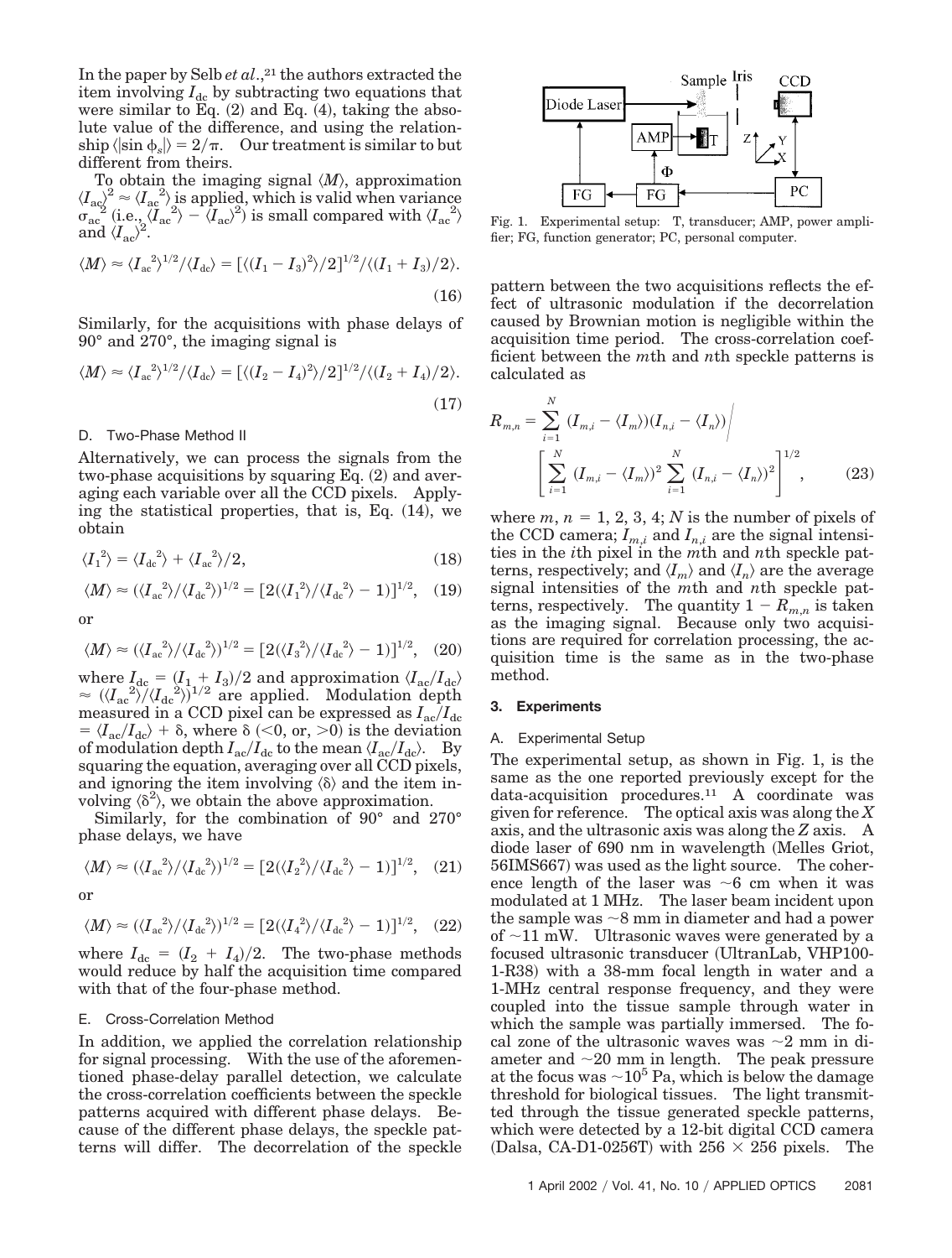In the paper by Selb *et al.*,[21] the authors extracted the item involving $I_{dc}$ by subtracting two equations that were similar to Eq. (2) and Eq. (4), taking the absolute value of the difference, and using the relationship $\langle|\sin\phi_s|\rangle = 2/\pi$. Our treatment is similar to but different from theirs.

To obtain the imaging signal $\langle M\rangle$, approximation $\langle I_{ac}\rangle^2 \approx \langle I_{ac}^2\rangle$ is applied, which is valid when variance $\sigma_{ac}^2$ (i.e., $\langle I_{ac}^2\rangle - \langle I_{ac}\rangle^2$) is small compared with $\langle I_{ac}^2\rangle$ and $\langle I_{ac}\rangle^2$.

$$\langle M\rangle \approx \langle I_{ac}^2\rangle^{1/2}/\langle I_{dc}\rangle = [\langle (I_1 - I_3)^2\rangle/2]^{1/2}/\langle (I_1 + I_3)/2\rangle. \tag{16}$$

Similarly, for the acquisitions with phase delays of 90° and 270°, the imaging signal is

$$\langle M\rangle \approx \langle I_{ac}^2\rangle^{1/2}/\langle I_{dc}\rangle = [\langle (I_2 - I_4)^2\rangle/2]^{1/2}/\langle (I_2 + I_4)/2\rangle. \tag{17}$$

### D. Two-Phase Method II

Alternatively, we can process the signals from the two-phase acquisitions by squaring Eq. (2) and averaging each variable over all the CCD pixels. Applying the statistical properties, that is, Eq. (14), we obtain

$$\langle I_1^2\rangle = \langle I_{dc}^2\rangle + \langle I_{ac}^2\rangle/2, \tag{18}$$

$$\langle M\rangle \approx (\langle I_{ac}^2\rangle/\langle I_{dc}^2\rangle)^{1/2} = [2(\langle I_1^2\rangle/\langle I_{dc}^2\rangle - 1)]^{1/2}, \tag{19}$$

or

$$\langle M\rangle \approx (\langle I_{ac}^2\rangle/\langle I_{dc}^2\rangle)^{1/2} = [2(\langle I_3^2\rangle/\langle I_{dc}^2\rangle - 1)]^{1/2}, \tag{20}$$

where $I_{dc} = (I_1 + I_3)/2$ and approximation $\langle I_{ac}/I_{dc}\rangle \approx (\langle I_{ac}^2\rangle/\langle I_{dc}^2\rangle)^{1/2}$ are applied. Modulation depth measured in a CCD pixel can be expressed as $I_{ac}/I_{dc} = \langle I_{ac}/I_{dc}\rangle + \delta$, where $\delta$ ($<0$, or, $>0$) is the deviation of modulation depth $I_{ac}/I_{dc}$ to the mean $\langle I_{ac}/I_{dc}\rangle$. By squaring the equation, averaging over all CCD pixels, and ignoring the item involving $\langle\delta\rangle$ and the item involving $\langle\delta^2\rangle$, we obtain the above approximation.

Similarly, for the combination of 90° and 270° phase delays, we have

$$\langle M\rangle \approx (\langle I_{ac}^2\rangle/\langle I_{dc}^2\rangle)^{1/2} = [2(\langle I_2^2\rangle/\langle I_{dc}^2\rangle - 1)]^{1/2}, \tag{21}$$

or

$$\langle M\rangle \approx (\langle I_{ac}^2\rangle/\langle I_{dc}^2\rangle)^{1/2} = [2(\langle I_4^2\rangle/\langle I_{dc}^2\rangle - 1)]^{1/2}, \tag{22}$$

where $I_{dc} = (I_2 + I_4)/2$. The two-phase methods would reduce by half the acquisition time compared with that of the four-phase method.

### E. Cross-Correlation Method

In addition, we applied the correlation relationship for signal processing. With the use of the aforementioned phase-delay parallel detection, we calculate the cross-correlation coefficients between the speckle patterns acquired with different phase delays. Because of the different phase delays, the speckle patterns will differ. The decorrelation of the speckle pattern between the two acquisitions reflects the effect of ultrasonic modulation if the decorrelation caused by Brownian motion is negligible within the acquisition time period. The cross-correlation coefficient between the $m$th and $n$th speckle patterns is calculated as

$$R_{m,n} = \sum_{i=1}^{N} (I_{m,i} - \langle I_m\rangle)(I_{n,i} - \langle I_n\rangle) \Bigg/ \left[\sum_{i=1}^{N} (I_{m,i} - \langle I_m\rangle)^2 \sum_{i=1}^{N} (I_{n,i} - \langle I_n\rangle)^2\right]^{1/2}, \tag{23}$$

where $m, n = 1, 2, 3, 4$; $N$ is the number of pixels of the CCD camera; $I_{m,i}$ and $I_{n,i}$ are the signal intensities in the $i$th pixel in the $m$th and $n$th speckle patterns, respectively; and $\langle I_m\rangle$ and $\langle I_n\rangle$ are the average signal intensities of the $m$th and $n$th speckle patterns, respectively. The quantity $1 - R_{m,n}$ is taken as the imaging signal. Because only two acquisitions are required for correlation processing, the acquisition time is the same as in the two-phase method.

## 3. Experiments

### A. Experimental Setup

Fig. 1. Experimental setup: T, transducer; AMP, power amplifier; FG, function generator; PC, personal computer.

The experimental setup, as shown in Fig. 1, is the same as the one reported previously except for the data-acquisition procedures.[11] A coordinate was given for reference. The optical axis was along the $X$ axis, and the ultrasonic axis was along the $Z$ axis. A diode laser of 690 nm in wavelength (Melles Griot, 56IMS667) was used as the light source. The coherence length of the laser was ~6 cm when it was modulated at 1 MHz. The laser beam incident upon the sample was ~8 mm in diameter and had a power of ~11 mW. Ultrasonic waves were generated by a focused ultrasonic transducer (UltranLab, VHP100-1-R38) with a 38-mm focal length in water and a 1-MHz central response frequency, and they were coupled into the tissue sample through water in which the sample was partially immersed. The focal zone of the ultrasonic waves was ~2 mm in diameter and ~20 mm in length. The peak pressure at the focus was ~$10^5$ Pa, which is below the damage threshold for biological tissues. The light transmitted through the tissue generated speckle patterns, which were detected by a 12-bit digital CCD camera (Dalsa, CA-D1-0256T) with 256 × 256 pixels. The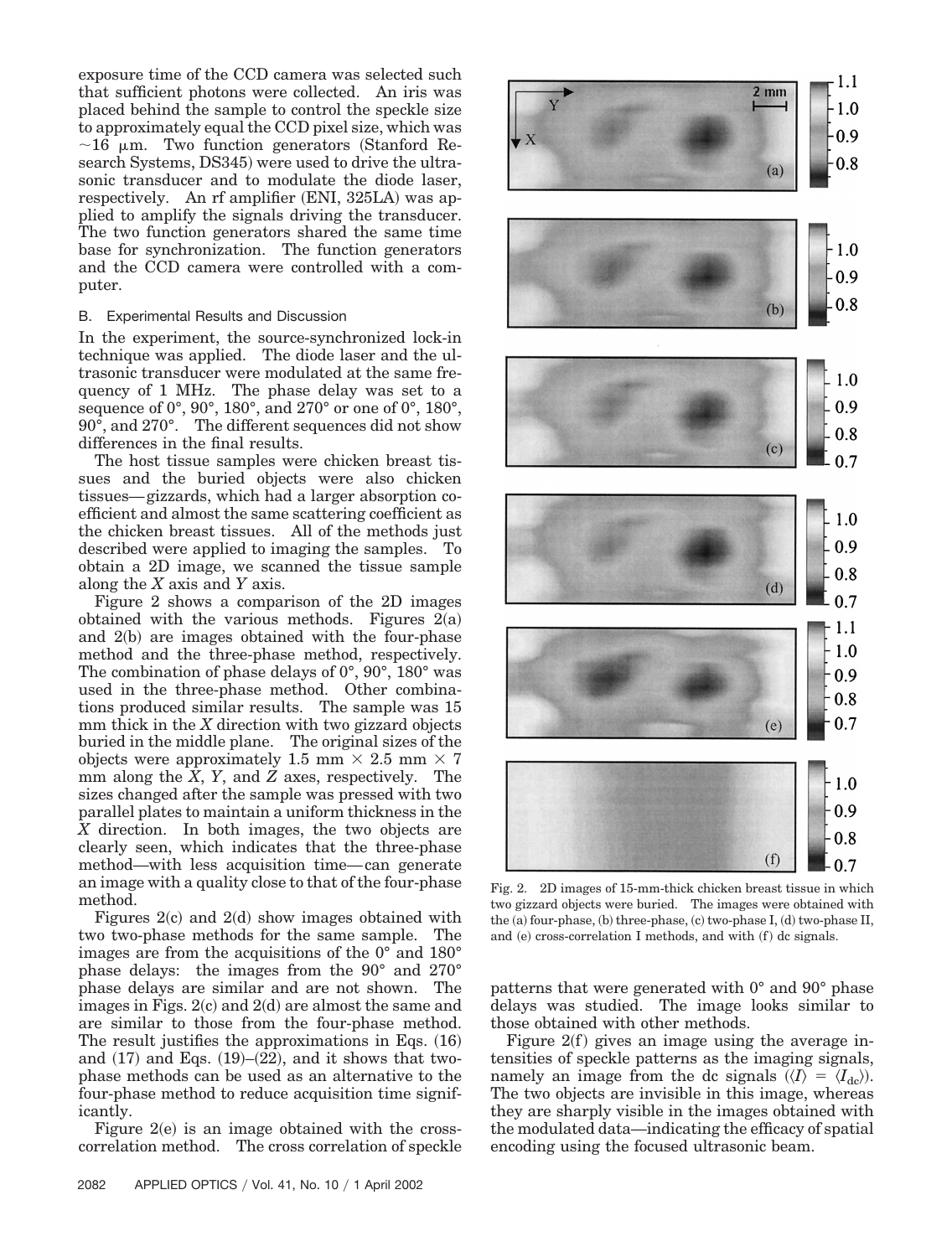exposure time of the CCD camera was selected such that sufficient photons were collected. An iris was placed behind the sample to control the speckle size to approximately equal the CCD pixel size, which was $\sim 16\ \mu m$. Two function generators (Stanford Research Systems, DS345) were used to drive the ultrasonic transducer and to modulate the diode laser, respectively. An rf amplifier (ENI, 325LA) was applied to amplify the signals driving the transducer. The two function generators shared the same time base for synchronization. The function generators and the CCD camera were controlled with a computer.

### B. Experimental Results and Discussion

In the experiment, the source-synchronized lock-in technique was applied. The diode laser and the ultrasonic transducer were modulated at the same frequency of 1 MHz. The phase delay was set to a sequence of 0°, 90°, 180°, and 270° or one of 0°, 180°, 90°, and 270°. The different sequences did not show differences in the final results.

The host tissue samples were chicken breast tissues and the buried objects were also chicken tissues—gizzards, which had a larger absorption coefficient and almost the same scattering coefficient as the chicken breast tissues. All of the methods just described were applied to imaging the samples. To obtain a 2D image, we scanned the tissue sample along the $X$ axis and $Y$ axis.

Figure 2 shows a comparison of the 2D images obtained with the various methods. Figures 2(a) and 2(b) are images obtained with the four-phase method and the three-phase method, respectively. The combination of phase delays of 0°, 90°, 180° was used in the three-phase method. Other combinations produced similar results. The sample was 15 mm thick in the $X$ direction with two gizzard objects buried in the middle plane. The original sizes of the objects were approximately 1.5 mm × 2.5 mm × 7 mm along the $X$, $Y$, and $Z$ axes, respectively. The sizes changed after the sample was pressed with two parallel plates to maintain a uniform thickness in the $X$ direction. In both images, the two objects are clearly seen, which indicates that the three-phase method—with less acquisition time—can generate an image with a quality close to that of the four-phase method.

Figures 2(c) and 2(d) show images obtained with two two-phase methods for the same sample. The images are from the acquisitions of the 0° and 180° phase delays: the images from the 90° and 270° phase delays are similar and are not shown. The images in Figs. 2(c) and 2(d) are almost the same and are similar to those from the four-phase method. The result justifies the approximations in Eqs. (16) and (17) and Eqs. (19)–(22), and it shows that two-phase methods can be used as an alternative to the four-phase method to reduce acquisition time significantly.

Figure 2(e) is an image obtained with the cross-correlation method. The cross correlation of speckle patterns that were generated with 0° and 90° phase delays was studied. The image looks similar to those obtained with other methods.

Figure 2(f) gives an image using the average intensities of speckle patterns as the imaging signals, namely an image from the dc signals ($\langle I \rangle = \langle I_{dc} \rangle$). The two objects are invisible in this image, whereas they are sharply visible in the images obtained with the modulated data—indicating the efficacy of spatial encoding using the focused ultrasonic beam.

Fig. 2. 2D images of 15-mm-thick chicken breast tissue in which two gizzard objects were buried. The images were obtained with the (a) four-phase, (b) three-phase, (c) two-phase I, (d) two-phase II, and (e) cross-correlation I methods, and with (f) dc signals.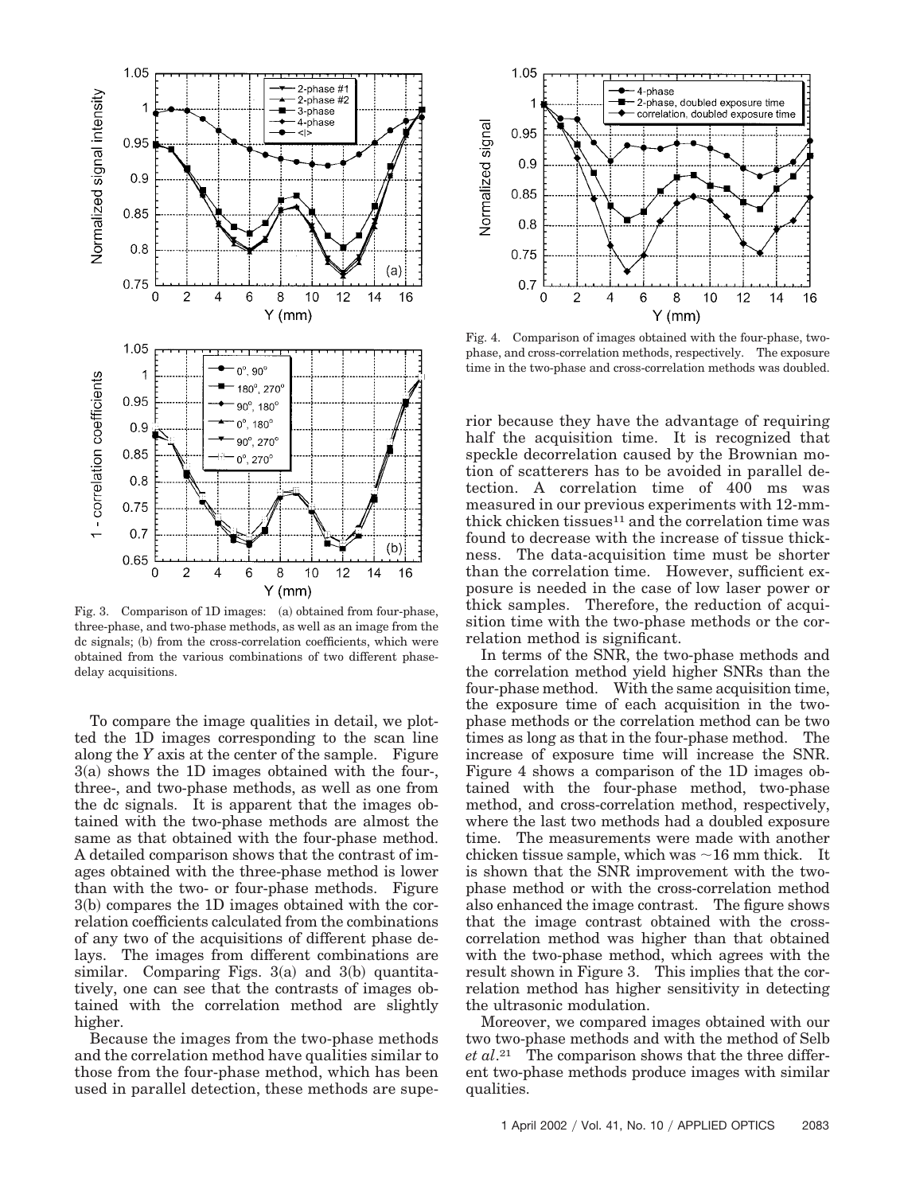Fig. 3. Comparison of 1D images: (a) obtained from four-phase, three-phase, and two-phase methods, as well as an image from the dc signals; (b) from the cross-correlation coefficients, which were obtained from the various combinations of two different phase-delay acquisitions.

To compare the image qualities in detail, we plotted the 1D images corresponding to the scan line along the *Y* axis at the center of the sample. Figure 3(a) shows the 1D images obtained with the four-, three-, and two-phase methods, as well as one from the dc signals. It is apparent that the images obtained with the two-phase methods are almost the same as that obtained with the four-phase method. A detailed comparison shows that the contrast of images obtained with the three-phase method is lower than with the two- or four-phase methods. Figure 3(b) compares the 1D images obtained with the correlation coefficients calculated from the combinations of any two of the acquisitions of different phase delays. The images from different combinations are similar. Comparing Figs. 3(a) and 3(b) quantitatively, one can see that the contrasts of images obtained with the correlation method are slightly higher.

Because the images from the two-phase methods and the correlation method have qualities similar to those from the four-phase method, which has been used in parallel detection, these methods are superior because they have the advantage of requiring half the acquisition time. It is recognized that speckle decorrelation caused by the Brownian motion of scatterers has to be avoided in parallel detection. A correlation time of 400 ms was measured in our previous experiments with 12-mm-thick chicken tissues[11] and the correlation time was found to decrease with the increase of tissue thickness. The data-acquisition time must be shorter than the correlation time. However, sufficient exposure is needed in the case of low laser power or thick samples. Therefore, the reduction of acquisition time with the two-phase methods or the correlation method is significant.

Fig. 4. Comparison of images obtained with the four-phase, two-phase, and cross-correlation methods, respectively. The exposure time in the two-phase and cross-correlation methods was doubled.

In terms of the SNR, the two-phase methods and the correlation method yield higher SNRs than the four-phase method. With the same acquisition time, the exposure time of each acquisition in the two-phase methods or the correlation method can be two times as long as that in the four-phase method. The increase of exposure time will increase the SNR. Figure 4 shows a comparison of the 1D images obtained with the four-phase method, two-phase method, and cross-correlation method, respectively, where the last two methods had a doubled exposure time. The measurements were made with another chicken tissue sample, which was ~16 mm thick. It is shown that the SNR improvement with the two-phase method or with the cross-correlation method also enhanced the image contrast. The figure shows that the image contrast obtained with the cross-correlation method was higher than that obtained with the two-phase method, which agrees with the result shown in Figure 3. This implies that the correlation method has higher sensitivity in detecting the ultrasonic modulation.

Moreover, we compared images obtained with our two two-phase methods and with the method of Selb *et al.*[21] The comparison shows that the three different two-phase methods produce images with similar qualities.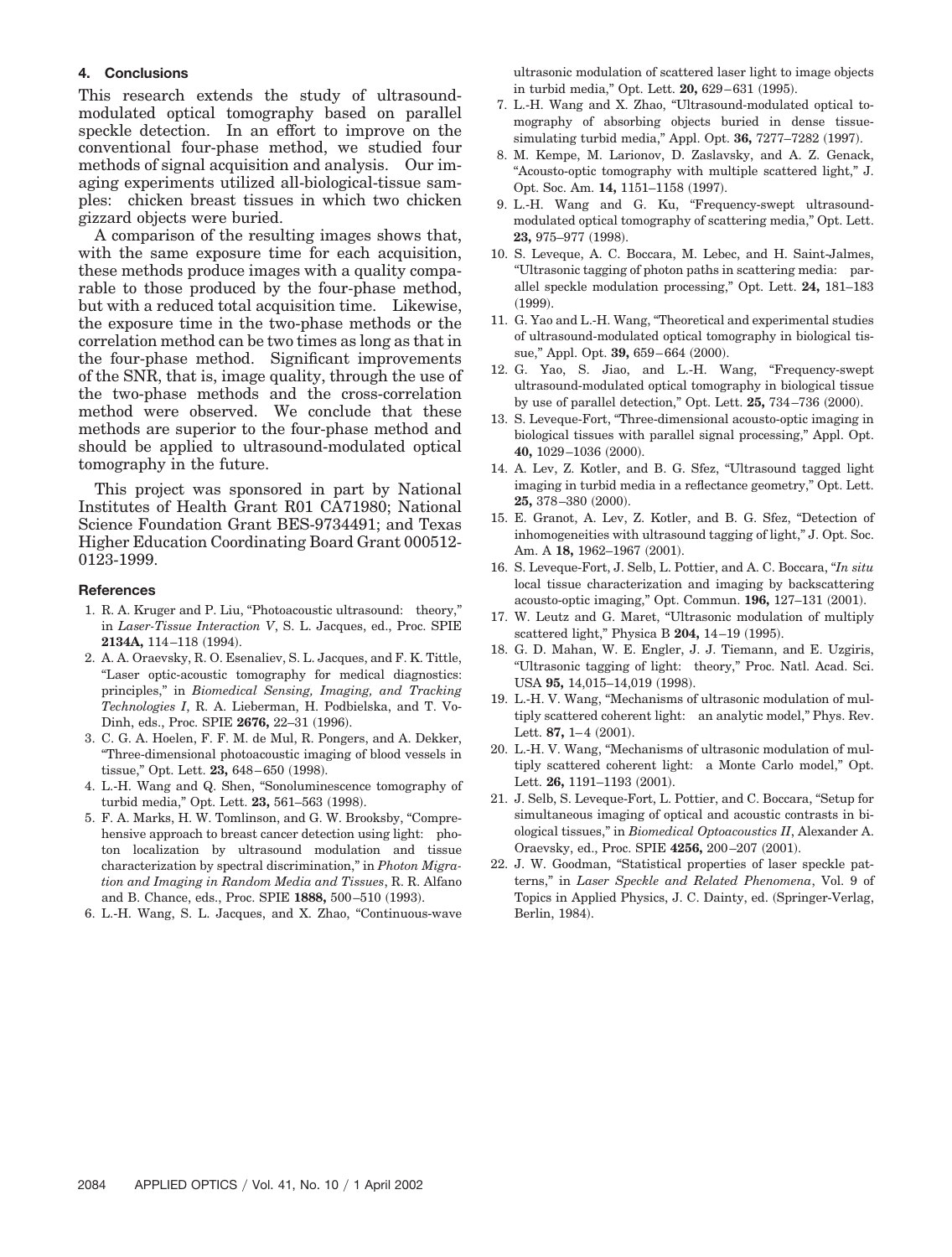## 4. Conclusions

This research extends the study of ultrasound-modulated optical tomography based on parallel speckle detection. In an effort to improve on the conventional four-phase method, we studied four methods of signal acquisition and analysis. Our imaging experiments utilized all-biological-tissue samples: chicken breast tissues in which two chicken gizzard objects were buried.

A comparison of the resulting images shows that, with the same exposure time for each acquisition, these methods produce images with a quality comparable to those produced by the four-phase method, but with a reduced total acquisition time. Likewise, the exposure time in the two-phase methods or the correlation method can be two times as long as that in the four-phase method. Significant improvements of the SNR, that is, image quality, through the use of the two-phase methods and the cross-correlation method were observed. We conclude that these methods are superior to the four-phase method and should be applied to ultrasound-modulated optical tomography in the future.

This project was sponsored in part by National Institutes of Health Grant R01 CA71980; National Science Foundation Grant BES-9734491; and Texas Higher Education Coordinating Board Grant 000512-0123-1999.

## References

1. R. A. Kruger and P. Liu, "Photoacoustic ultrasound: theory," in *Laser-Tissue Interaction V*, S. L. Jacques, ed., Proc. SPIE **2134A,** 114–118 (1994).
2. A. A. Oraevsky, R. O. Esenaliev, S. L. Jacques, and F. K. Tittle, "Laser optic-acoustic tomography for medical diagnostics: principles," in *Biomedical Sensing, Imaging, and Tracking Technologies I*, R. A. Lieberman, H. Podbielska, and T. Vo-Dinh, eds., Proc. SPIE **2676,** 22–31 (1996).
3. C. G. A. Hoelen, F. F. M. de Mul, R. Pongers, and A. Dekker, "Three-dimensional photoacoustic imaging of blood vessels in tissue," Opt. Lett. **23,** 648–650 (1998).
4. L.-H. Wang and Q. Shen, "Sonoluminescence tomography of turbid media," Opt. Lett. **23,** 561–563 (1998).
5. F. A. Marks, H. W. Tomlinson, and G. W. Brooksby, "Comprehensive approach to breast cancer detection using light: photon localization by ultrasound modulation and tissue characterization by spectral discrimination," in *Photon Migration and Imaging in Random Media and Tissues*, R. R. Alfano and B. Chance, eds., Proc. SPIE **1888,** 500–510 (1993).
6. L.-H. Wang, S. L. Jacques, and X. Zhao, "Continuous-wave ultrasonic modulation of scattered laser light to image objects in turbid media," Opt. Lett. **20,** 629–631 (1995).
7. L.-H. Wang and X. Zhao, "Ultrasound-modulated optical tomography of absorbing objects buried in dense tissue-simulating turbid media," Appl. Opt. **36,** 7277–7282 (1997).
8. M. Kempe, M. Larionov, D. Zaslavsky, and A. Z. Genack, "Acousto-optic tomography with multiple scattered light," J. Opt. Soc. Am. **14,** 1151–1158 (1997).
9. L.-H. Wang and G. Ku, "Frequency-swept ultrasound-modulated optical tomography of scattering media," Opt. Lett. **23,** 975–977 (1998).
10. S. Leveque, A. C. Boccara, M. Lebec, and H. Saint-Jalmes, "Ultrasonic tagging of photon paths in scattering media: parallel speckle modulation processing," Opt. Lett. **24,** 181–183 (1999).
11. G. Yao and L.-H. Wang, "Theoretical and experimental studies of ultrasound-modulated optical tomography in biological tissue," Appl. Opt. **39,** 659–664 (2000).
12. G. Yao, S. Jiao, and L.-H. Wang, "Frequency-swept ultrasound-modulated optical tomography in biological tissue by use of parallel detection," Opt. Lett. **25,** 734–736 (2000).
13. S. Leveque-Fort, "Three-dimensional acousto-optic imaging in biological tissues with parallel signal processing," Appl. Opt. **40,** 1029–1036 (2000).
14. A. Lev, Z. Kotler, and B. G. Sfez, "Ultrasound tagged light imaging in turbid media in a reflectance geometry," Opt. Lett. **25,** 378–380 (2000).
15. E. Granot, A. Lev, Z. Kotler, and B. G. Sfez, "Detection of inhomogeneities with ultrasound tagging of light," J. Opt. Soc. Am. A **18,** 1962–1967 (2001).
16. S. Leveque-Fort, J. Selb, L. Pottier, and A. C. Boccara, "*In situ* local tissue characterization and imaging by backscattering acousto-optic imaging," Opt. Commun. **196,** 127–131 (2001).
17. W. Leutz and G. Maret, "Ultrasonic modulation of multiply scattered light," Physica B **204,** 14–19 (1995).
18. G. D. Mahan, W. E. Engler, J. J. Tiemann, and E. Uzgiris, "Ultrasonic tagging of light: theory," Proc. Natl. Acad. Sci. USA **95,** 14,015–14,019 (1998).
19. L.-H. V. Wang, "Mechanisms of ultrasonic modulation of multiply scattered coherent light: an analytic model," Phys. Rev. Lett. **87,** 1–4 (2001).
20. L.-H. V. Wang, "Mechanisms of ultrasonic modulation of multiply scattered coherent light: a Monte Carlo model," Opt. Lett. **26,** 1191–1193 (2001).
21. J. Selb, S. Leveque-Fort, L. Pottier, and C. Boccara, "Setup for simultaneous imaging of optical and acoustic contrasts in biological tissues," in *Biomedical Optoacoustics II*, Alexander A. Oraevsky, ed., Proc. SPIE **4256,** 200–207 (2001).
22. J. W. Goodman, "Statistical properties of laser speckle patterns," in *Laser Speckle and Related Phenomena*, Vol. 9 of Topics in Applied Physics, J. C. Dainty, ed. (Springer-Verlag, Berlin, 1984).